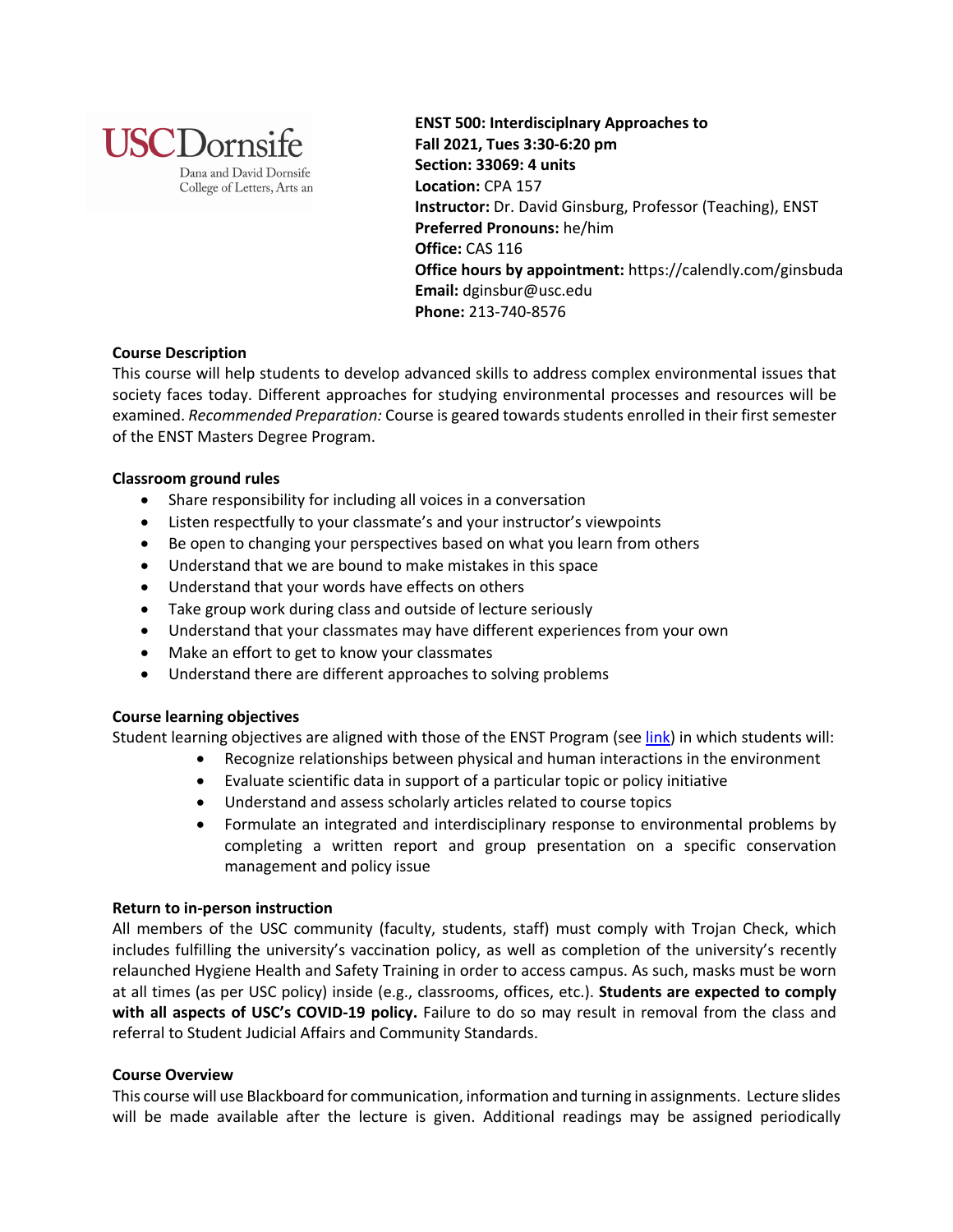USC Dornsife
Dana and David Dornsife College of Letters, Arts an

**ENST 500: Interdisciplnary Approaches to**
**Fall 2021, Tues 3:30-6:20 pm**
**Section: 33069: 4 units**
**Location:** CPA 157
**Instructor:** Dr. David Ginsburg, Professor (Teaching), ENST
**Preferred Pronouns:** he/him
**Office:** CAS 116
**Office hours by appointment:** https://calendly.com/ginsbuda
**Email:** dginsbur@usc.edu
**Phone:** 213-740-8576

**Course Description**

This course will help students to develop advanced skills to address complex environmental issues that society faces today. Different approaches for studying environmental processes and resources will be examined. *Recommended Preparation:* Course is geared towards students enrolled in their first semester of the ENST Masters Degree Program.

**Classroom ground rules**

- Share responsibility for including all voices in a conversation
- Listen respectfully to your classmate's and your instructor's viewpoints
- Be open to changing your perspectives based on what you learn from others
- Understand that we are bound to make mistakes in this space
- Understand that your words have effects on others
- Take group work during class and outside of lecture seriously
- Understand that your classmates may have different experiences from your own
- Make an effort to get to know your classmates
- Understand there are different approaches to solving problems

**Course learning objectives**

Student learning objectives are aligned with those of the ENST Program (see link) in which students will:

- Recognize relationships between physical and human interactions in the environment
- Evaluate scientific data in support of a particular topic or policy initiative
- Understand and assess scholarly articles related to course topics
- Formulate an integrated and interdisciplinary response to environmental problems by completing a written report and group presentation on a specific conservation management and policy issue

**Return to in-person instruction**

All members of the USC community (faculty, students, staff) must comply with Trojan Check, which includes fulfilling the university's vaccination policy, as well as completion of the university's recently relaunched Hygiene Health and Safety Training in order to access campus. As such, masks must be worn at all times (as per USC policy) inside (e.g., classrooms, offices, etc.). **Students are expected to comply with all aspects of USC's COVID-19 policy.** Failure to do so may result in removal from the class and referral to Student Judicial Affairs and Community Standards.

**Course Overview**

This course will use Blackboard for communication, information and turning in assignments. Lecture slides will be made available after the lecture is given. Additional readings may be assigned periodically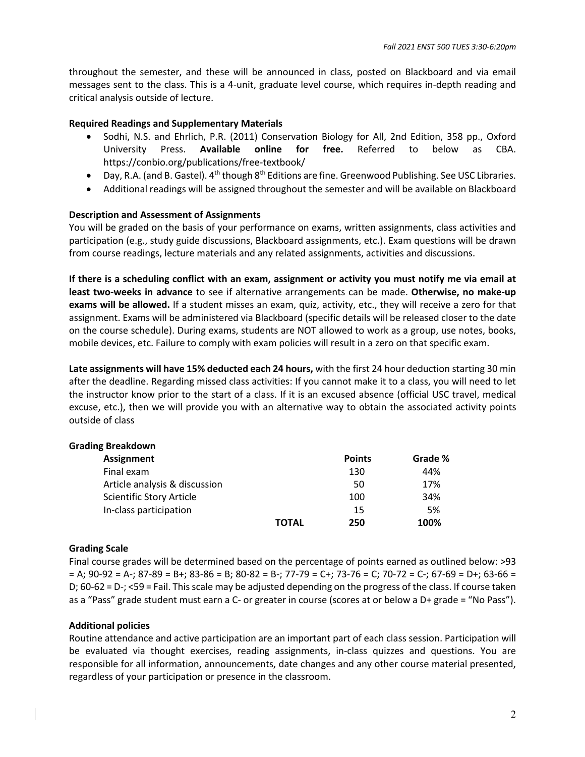throughout the semester, and these will be announced in class, posted on Blackboard and via email messages sent to the class. This is a 4-unit, graduate level course, which requires in-depth reading and critical analysis outside of lecture.

**Required Readings and Supplementary Materials**

- Sodhi, N.S. and Ehrlich, P.R. (2011) Conservation Biology for All, 2nd Edition, 358 pp., Oxford University Press. **Available online for free.** Referred to below as CBA. https://conbio.org/publications/free-textbook/
- Day, R.A. (and B. Gastel). 4th though 8th Editions are fine. Greenwood Publishing. See USC Libraries.
- Additional readings will be assigned throughout the semester and will be available on Blackboard

**Description and Assessment of Assignments**

You will be graded on the basis of your performance on exams, written assignments, class activities and participation (e.g., study guide discussions, Blackboard assignments, etc.). Exam questions will be drawn from course readings, lecture materials and any related assignments, activities and discussions.

**If there is a scheduling conflict with an exam, assignment or activity you must notify me via email at least two-weeks in advance** to see if alternative arrangements can be made. **Otherwise, no make-up exams will be allowed.** If a student misses an exam, quiz, activity, etc., they will receive a zero for that assignment. Exams will be administered via Blackboard (specific details will be released closer to the date on the course schedule). During exams, students are NOT allowed to work as a group, use notes, books, mobile devices, etc. Failure to comply with exam policies will result in a zero on that specific exam.

**Late assignments will have 15% deducted each 24 hours,** with the first 24 hour deduction starting 30 min after the deadline. Regarding missed class activities: If you cannot make it to a class, you will need to let the instructor know prior to the start of a class. If it is an excused absence (official USC travel, medical excuse, etc.), then we will provide you with an alternative way to obtain the associated activity points outside of class

**Grading Breakdown**

| Assignment | | Points | Grade % |
|---|---|---|---|
| Final exam | | 130 | 44% |
| Article analysis & discussion | | 50 | 17% |
| Scientific Story Article | | 100 | 34% |
| In-class participation | | 15 | 5% |
| | **TOTAL** | **250** | **100%** |

**Grading Scale**

Final course grades will be determined based on the percentage of points earned as outlined below: >93 = A; 90-92 = A-; 87-89 = B+; 83-86 = B; 80-82 = B-; 77-79 = C+; 73-76 = C; 70-72 = C-; 67-69 = D+; 63-66 = D; 60-62 = D-; <59 = Fail. This scale may be adjusted depending on the progress of the class. If course taken as a "Pass" grade student must earn a C- or greater in course (scores at or below a D+ grade = "No Pass").

**Additional policies**

Routine attendance and active participation are an important part of each class session. Participation will be evaluated via thought exercises, reading assignments, in-class quizzes and questions. You are responsible for all information, announcements, date changes and any other course material presented, regardless of your participation or presence in the classroom.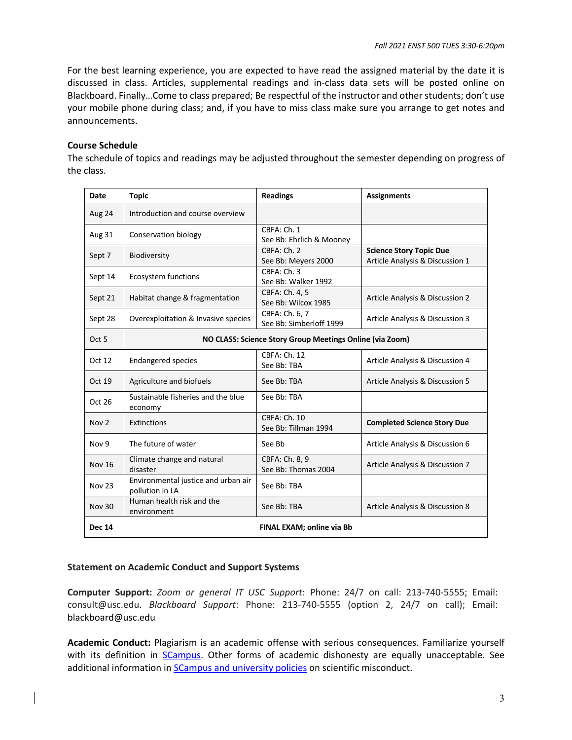For the best learning experience, you are expected to have read the assigned material by the date it is discussed in class. Articles, supplemental readings and in-class data sets will be posted online on Blackboard. Finally…Come to class prepared; Be respectful of the instructor and other students; don't use your mobile phone during class; and, if you have to miss class make sure you arrange to get notes and announcements.

**Course Schedule**

The schedule of topics and readings may be adjusted throughout the semester depending on progress of the class.

| Date | Topic | Readings | Assignments |
|---|---|---|---|
| Aug 24 | Introduction and course overview | | |
| Aug 31 | Conservation biology | CBFA: Ch. 1<br>See Bb: Ehrlich & Mooney | |
| Sept 7 | Biodiversity | CBFA: Ch. 2<br>See Bb: Meyers 2000 | **Science Story Topic Due**<br>Article Analysis & Discussion 1 |
| Sept 14 | Ecosystem functions | CBFA: Ch. 3<br>See Bb: Walker 1992 | |
| Sept 21 | Habitat change & fragmentation | CBFA: Ch. 4, 5<br>See Bb: Wilcox 1985 | Article Analysis & Discussion 2 |
| Sept 28 | Overexploitation & Invasive species | CBFA: Ch. 6, 7<br>See Bb: Simberloff 1999 | Article Analysis & Discussion 3 |
| Oct 5 | **NO CLASS: Science Story Group Meetings Online (via Zoom)** | | |
| Oct 12 | Endangered species | CBFA: Ch. 12<br>See Bb: TBA | Article Analysis & Discussion 4 |
| Oct 19 | Agriculture and biofuels | See Bb: TBA | Article Analysis & Discussion 5 |
| Oct 26 | Sustainable fisheries and the blue economy | See Bb: TBA | |
| Nov 2 | Extinctions | CBFA: Ch. 10<br>See Bb: Tillman 1994 | **Completed Science Story Due** |
| Nov 9 | The future of water | See Bb | Article Analysis & Discussion 6 |
| Nov 16 | Climate change and natural disaster | CBFA: Ch. 8, 9<br>See Bb: Thomas 2004 | Article Analysis & Discussion 7 |
| Nov 23 | Environmental justice and urban air pollution in LA | See Bb: TBA | |
| Nov 30 | Human health risk and the environment | See Bb: TBA | Article Analysis & Discussion 8 |
| **Dec 14** | **FINAL EXAM; online via Bb** | | |

**Statement on Academic Conduct and Support Systems**

**Computer Support:** *Zoom or general IT USC Support*: Phone: 24/7 on call: 213-740-5555; Email: consult@usc.edu. *Blackboard Support*: Phone: 213-740-5555 (option 2, 24/7 on call); Email: blackboard@usc.edu

**Academic Conduct:** Plagiarism is an academic offense with serious consequences. Familiarize yourself with its definition in SCampus. Other forms of academic dishonesty are equally unacceptable. See additional information in SCampus and university policies on scientific misconduct.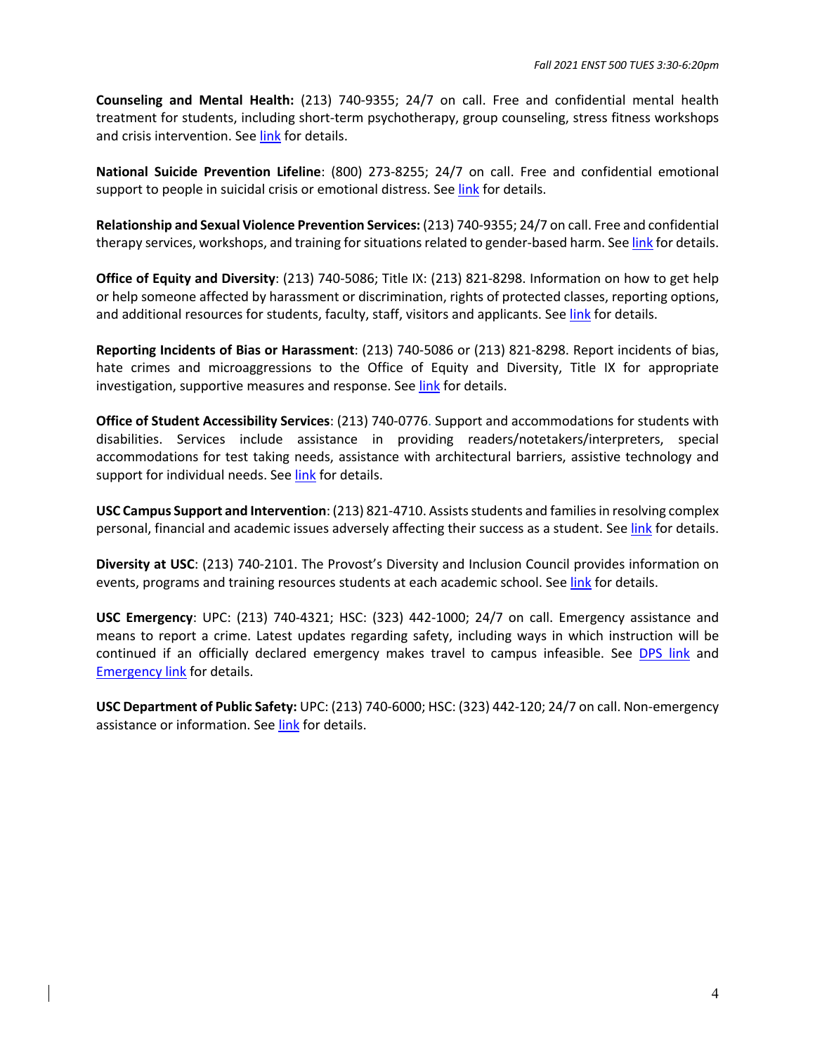**Counseling and Mental Health:** (213) 740-9355; 24/7 on call. Free and confidential mental health treatment for students, including short-term psychotherapy, group counseling, stress fitness workshops and crisis intervention. See link for details.

**National Suicide Prevention Lifeline**: (800) 273-8255; 24/7 on call. Free and confidential emotional support to people in suicidal crisis or emotional distress. See link for details.

**Relationship and Sexual Violence Prevention Services:** (213) 740-9355; 24/7 on call. Free and confidential therapy services, workshops, and training for situations related to gender-based harm. See link for details.

**Office of Equity and Diversity**: (213) 740-5086; Title IX: (213) 821-8298. Information on how to get help or help someone affected by harassment or discrimination, rights of protected classes, reporting options, and additional resources for students, faculty, staff, visitors and applicants. See link for details.

**Reporting Incidents of Bias or Harassment**: (213) 740-5086 or (213) 821-8298. Report incidents of bias, hate crimes and microaggressions to the Office of Equity and Diversity, Title IX for appropriate investigation, supportive measures and response. See link for details.

**Office of Student Accessibility Services**: (213) 740-0776. Support and accommodations for students with disabilities. Services include assistance in providing readers/notetakers/interpreters, special accommodations for test taking needs, assistance with architectural barriers, assistive technology and support for individual needs. See link for details.

**USC Campus Support and Intervention**: (213) 821-4710. Assists students and families in resolving complex personal, financial and academic issues adversely affecting their success as a student. See link for details.

**Diversity at USC**: (213) 740-2101. The Provost's Diversity and Inclusion Council provides information on events, programs and training resources students at each academic school. See link for details.

**USC Emergency**: UPC: (213) 740-4321; HSC: (323) 442-1000; 24/7 on call. Emergency assistance and means to report a crime. Latest updates regarding safety, including ways in which instruction will be continued if an officially declared emergency makes travel to campus infeasible. See DPS link and Emergency link for details.

**USC Department of Public Safety:** UPC: (213) 740-6000; HSC: (323) 442-120; 24/7 on call. Non-emergency assistance or information. See link for details.